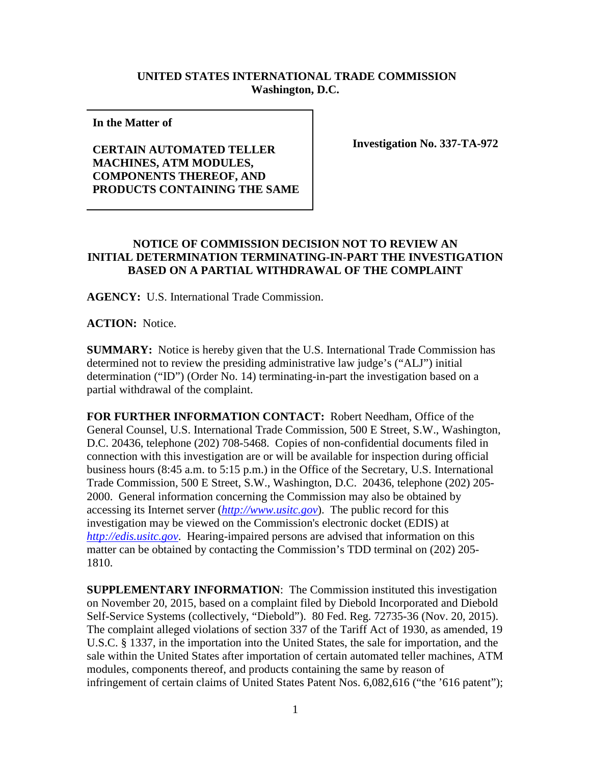**UNITED STATES INTERNATIONAL TRADE COMMISSION**
**Washington, D.C.**

| | |
|---|---|
| **In the Matter of**<br><br>**CERTAIN AUTOMATED TELLER MACHINES, ATM MODULES, COMPONENTS THEREOF, AND PRODUCTS CONTAINING THE SAME** | **Investigation No. 337-TA-972** |

**NOTICE OF COMMISSION DECISION NOT TO REVIEW AN INITIAL DETERMINATION TERMINATING-IN-PART THE INVESTIGATION BASED ON A PARTIAL WITHDRAWAL OF THE COMPLAINT**

**AGENCY:** U.S. International Trade Commission.

**ACTION:** Notice.

**SUMMARY:** Notice is hereby given that the U.S. International Trade Commission has determined not to review the presiding administrative law judge's ("ALJ") initial determination ("ID") (Order No. 14) terminating-in-part the investigation based on a partial withdrawal of the complaint.

**FOR FURTHER INFORMATION CONTACT:** Robert Needham, Office of the General Counsel, U.S. International Trade Commission, 500 E Street, S.W., Washington, D.C. 20436, telephone (202) 708-5468. Copies of non-confidential documents filed in connection with this investigation are or will be available for inspection during official business hours (8:45 a.m. to 5:15 p.m.) in the Office of the Secretary, U.S. International Trade Commission, 500 E Street, S.W., Washington, D.C. 20436, telephone (202) 205-2000. General information concerning the Commission may also be obtained by accessing its Internet server (*http://www.usitc.gov*). The public record for this investigation may be viewed on the Commission's electronic docket (EDIS) at *http://edis.usitc.gov*. Hearing-impaired persons are advised that information on this matter can be obtained by contacting the Commission's TDD terminal on (202) 205-1810.

**SUPPLEMENTARY INFORMATION**: The Commission instituted this investigation on November 20, 2015, based on a complaint filed by Diebold Incorporated and Diebold Self-Service Systems (collectively, "Diebold"). 80 Fed. Reg. 72735-36 (Nov. 20, 2015). The complaint alleged violations of section 337 of the Tariff Act of 1930, as amended, 19 U.S.C. § 1337, in the importation into the United States, the sale for importation, and the sale within the United States after importation of certain automated teller machines, ATM modules, components thereof, and products containing the same by reason of infringement of certain claims of United States Patent Nos. 6,082,616 ("the '616 patent");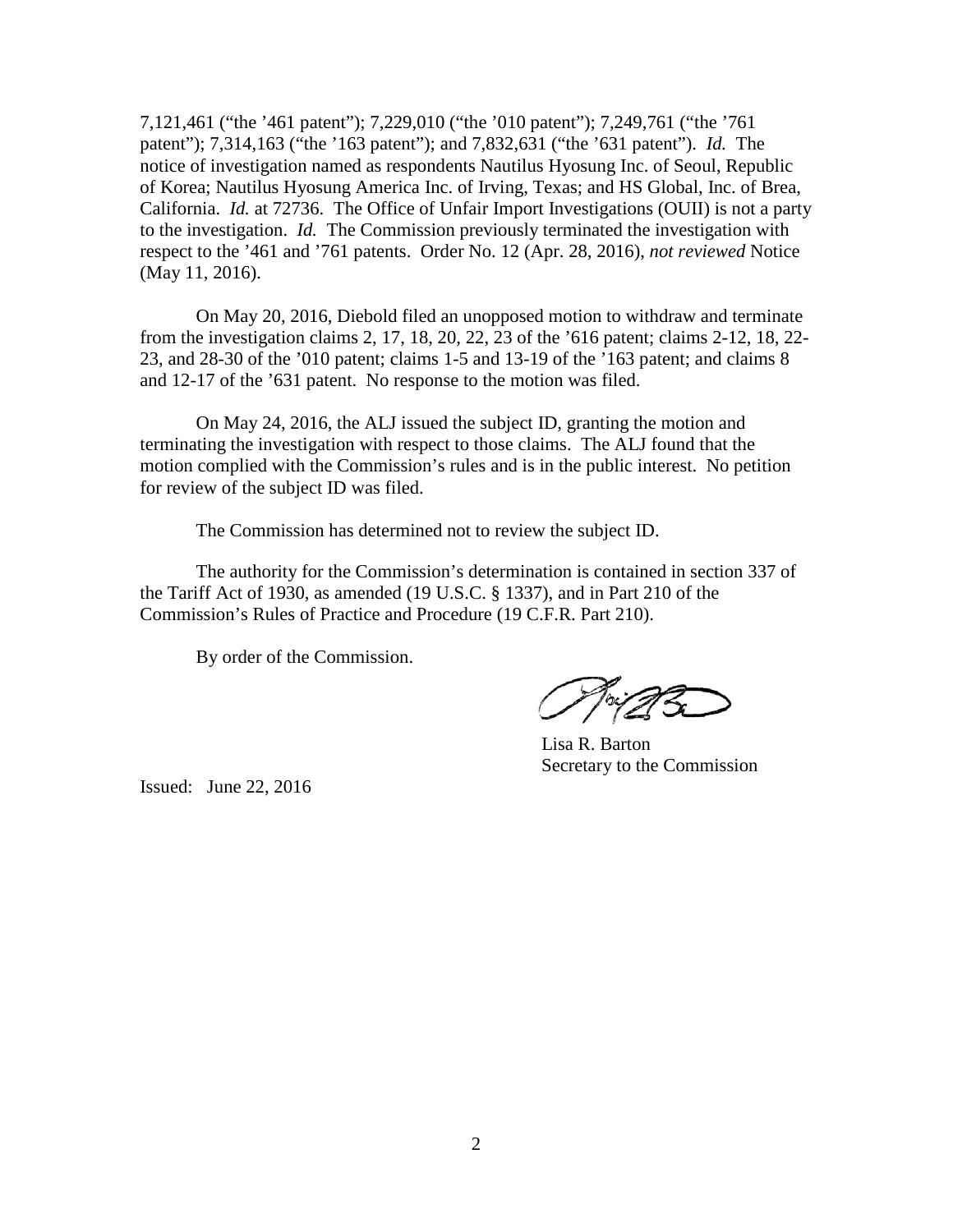7,121,461 ("the '461 patent"); 7,229,010 ("the '010 patent"); 7,249,761 ("the '761 patent"); 7,314,163 ("the '163 patent"); and 7,832,631 ("the '631 patent"). *Id.* The notice of investigation named as respondents Nautilus Hyosung Inc. of Seoul, Republic of Korea; Nautilus Hyosung America Inc. of Irving, Texas; and HS Global, Inc. of Brea, California. *Id.* at 72736. The Office of Unfair Import Investigations (OUII) is not a party to the investigation. *Id.* The Commission previously terminated the investigation with respect to the '461 and '761 patents. Order No. 12 (Apr. 28, 2016), *not reviewed* Notice (May 11, 2016).

On May 20, 2016, Diebold filed an unopposed motion to withdraw and terminate from the investigation claims 2, 17, 18, 20, 22, 23 of the '616 patent; claims 2-12, 18, 22-23, and 28-30 of the '010 patent; claims 1-5 and 13-19 of the '163 patent; and claims 8 and 12-17 of the '631 patent. No response to the motion was filed.

On May 24, 2016, the ALJ issued the subject ID, granting the motion and terminating the investigation with respect to those claims. The ALJ found that the motion complied with the Commission's rules and is in the public interest. No petition for review of the subject ID was filed.

The Commission has determined not to review the subject ID.

The authority for the Commission's determination is contained in section 337 of the Tariff Act of 1930, as amended (19 U.S.C. § 1337), and in Part 210 of the Commission's Rules of Practice and Procedure (19 C.F.R. Part 210).

By order of the Commission.

Lisa R. Barton
Secretary to the Commission

Issued: June 22, 2016